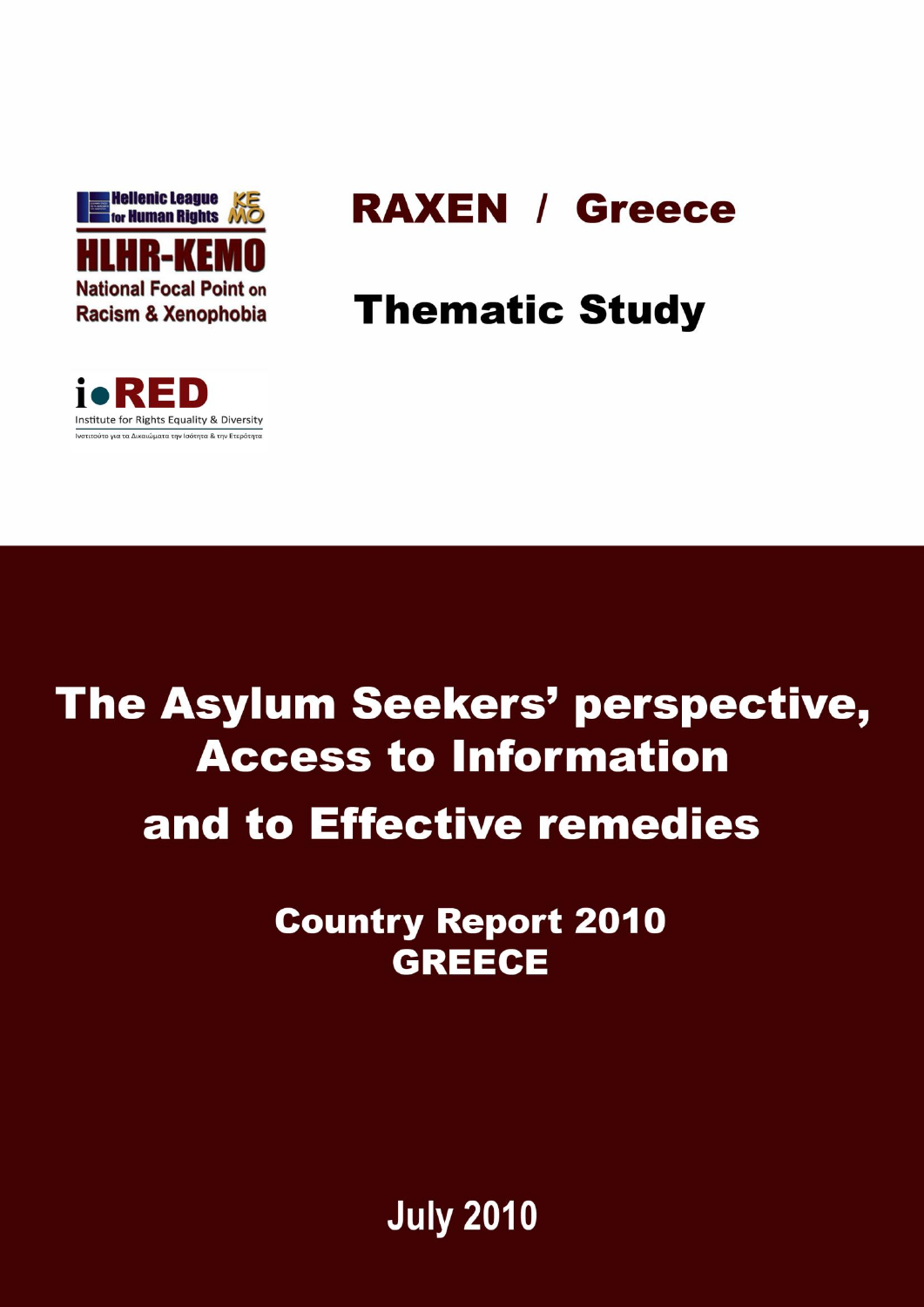Hellenic League for Human Rights KEMO

HLHR-KEMO

National Focal Point on Racism & Xenophobia

i•RED

Institute for Rights Equality & Diversity

Ινστιτούτο για τα Δικαιώματα την Ισότητα & την Ετερότητα

# RAXEN / Greece

# Thematic Study

# The Asylum Seekers' perspective, Access to Information and to Effective remedies

## Country Report 2010 GREECE

July 2010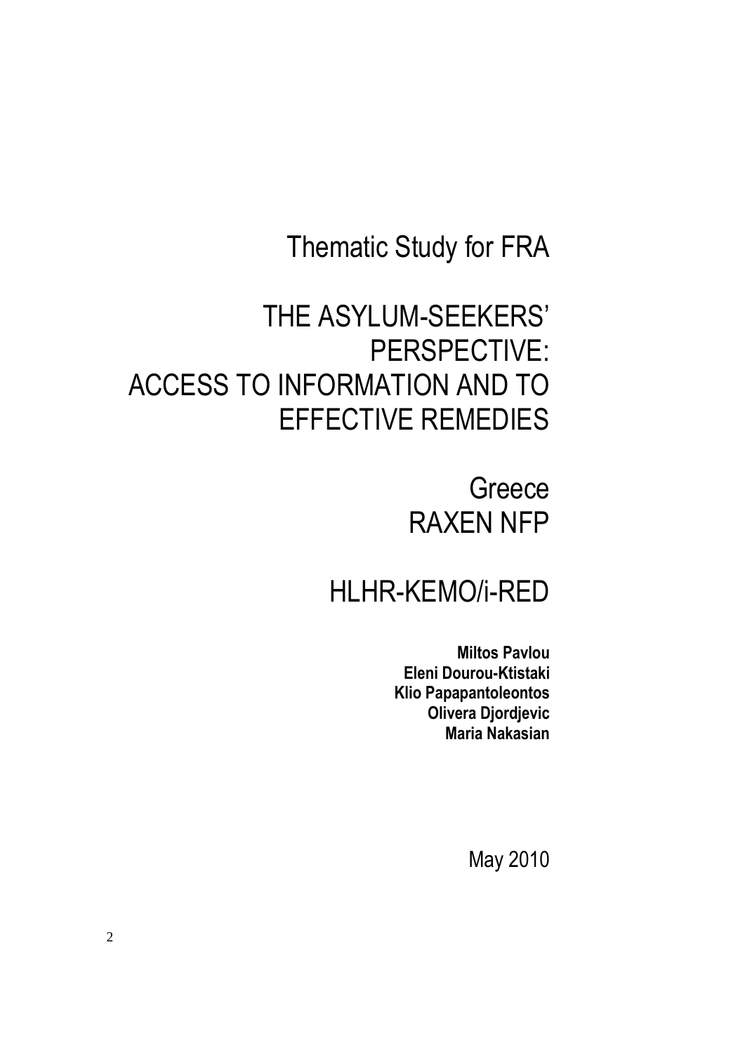Thematic Study for FRA

# THE ASYLUM-SEEKERS' PERSPECTIVE: ACCESS TO INFORMATION AND TO EFFECTIVE REMEDIES

Greece
RAXEN NFP

HLHR-KEMO/i-RED

**Miltos Pavlou**
**Eleni Dourou-Ktistaki**
**Klio Papapantoleontos**
**Olivera Djordjevic**
**Maria Nakasian**

May 2010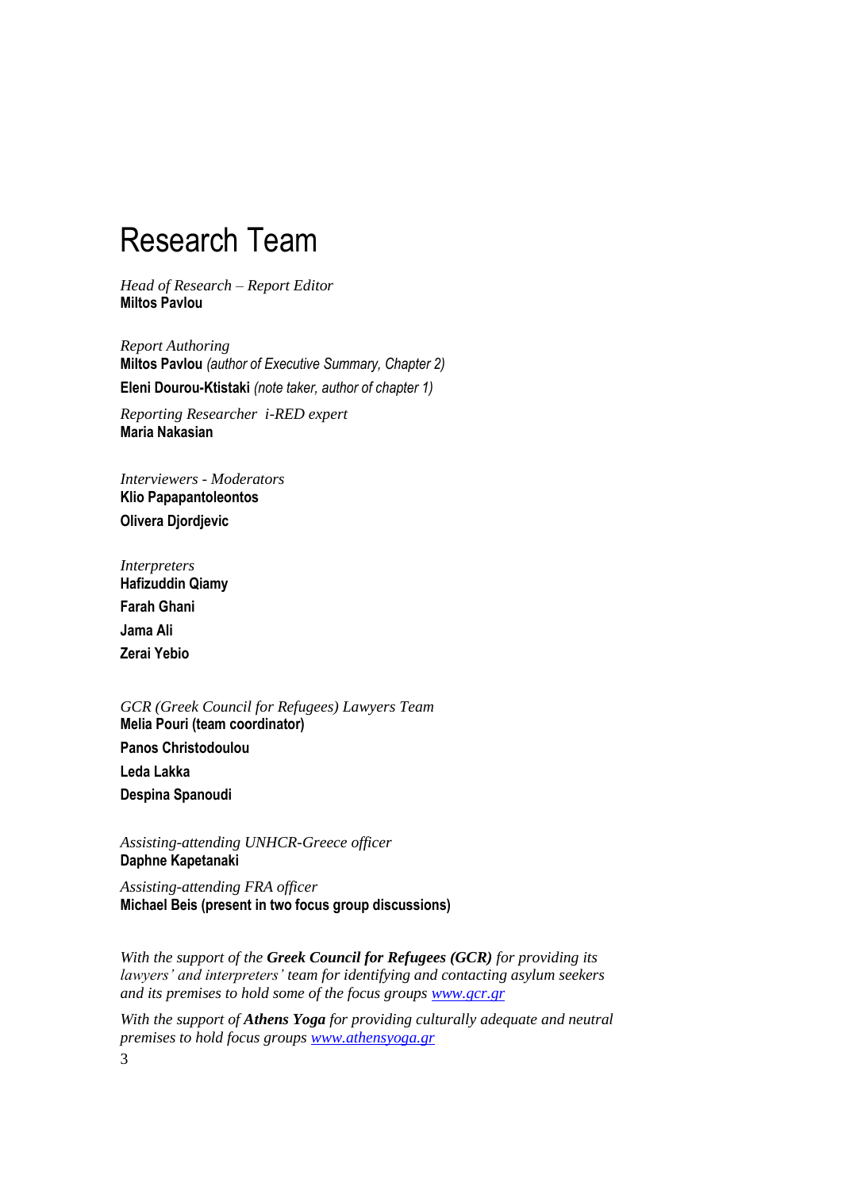# Research Team

*Head of Research – Report Editor*
**Miltos Pavlou**

*Report Authoring*
**Miltos Pavlou** *(author of Executive Summary, Chapter 2)*

**Eleni Dourou-Ktistaki** *(note taker, author of chapter 1)*

*Reporting Researcher  i-RED expert*
**Maria Nakasian**

*Interviewers - Moderators*
**Klio Papapantoleontos**

**Olivera Djordjevic**

*Interpreters*
**Hafizuddin Qiamy**

**Farah Ghani**

**Jama Ali**

**Zerai Yebio**

*GCR (Greek Council for Refugees) Lawyers Team*
**Melia Pouri (team coordinator)**

**Panos Christodoulou**

**Leda Lakka**

**Despina Spanoudi**

*Assisting-attending UNHCR-Greece officer*
**Daphne Kapetanaki**

*Assisting-attending FRA officer*
**Michael Beis (present in two focus group discussions)**

*With the support of the **Greek Council for Refugees (GCR)** for providing its lawyers' and interpreters' team for identifying and contacting asylum seekers and its premises to hold some of the focus groups [www.gcr.gr](http://www.gcr.gr)*

*With the support of **Athens Yoga** for providing culturally adequate and neutral premises to hold focus groups [www.athensyoga.gr](http://www.athensyoga.gr)*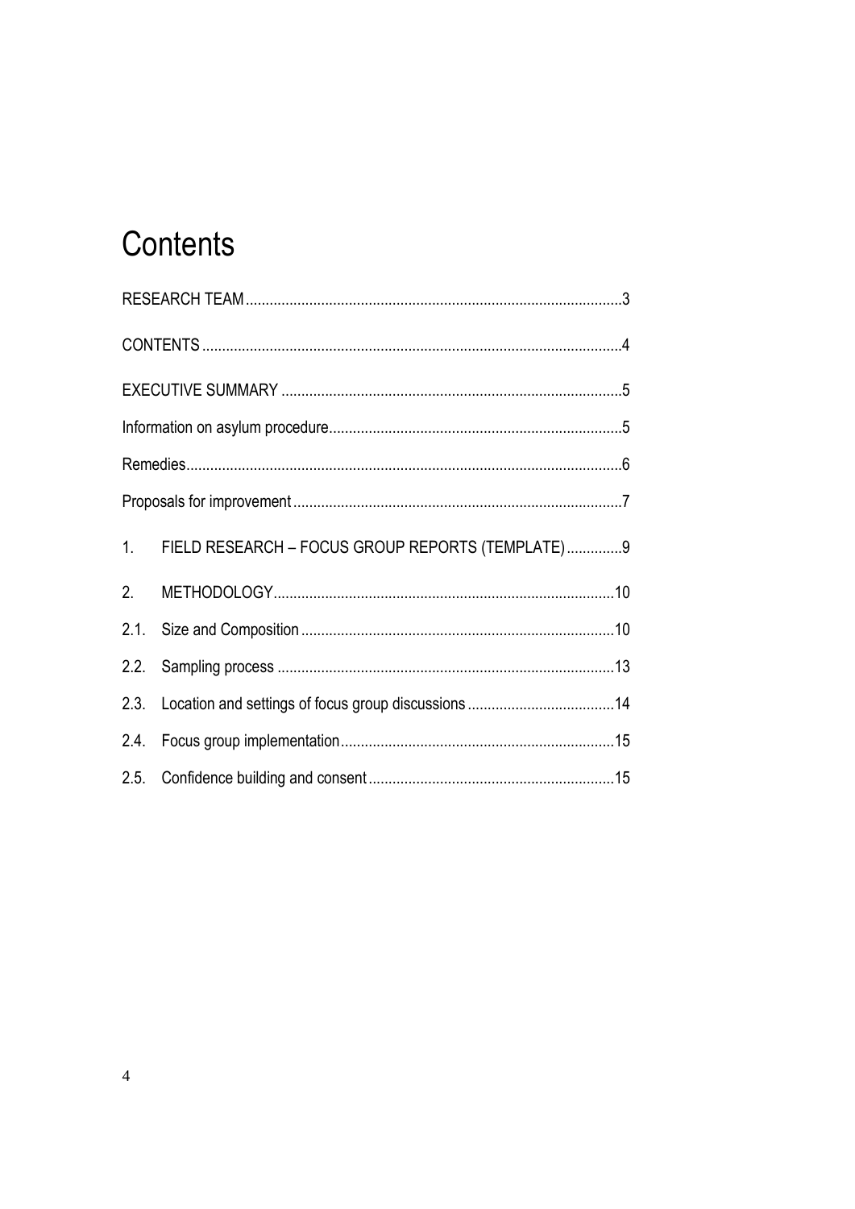# Contents

RESEARCH TEAM .......................................................................................3

CONTENTS ..............................................................................................4

EXECUTIVE SUMMARY ...........................................................................5

Information on asylum procedure..............................................................5

Remedies..................................................................................................6

Proposals for improvement .......................................................................7

1. FIELD RESEARCH – FOCUS GROUP REPORTS (TEMPLATE)..............9

2. METHODOLOGY.................................................................................10

2.1. Size and Composition .......................................................................10

2.2. Sampling process .............................................................................13

2.3. Location and settings of focus group discussions ..............................14

2.4. Focus group implementation.............................................................15

2.5. Confidence building and consent ......................................................15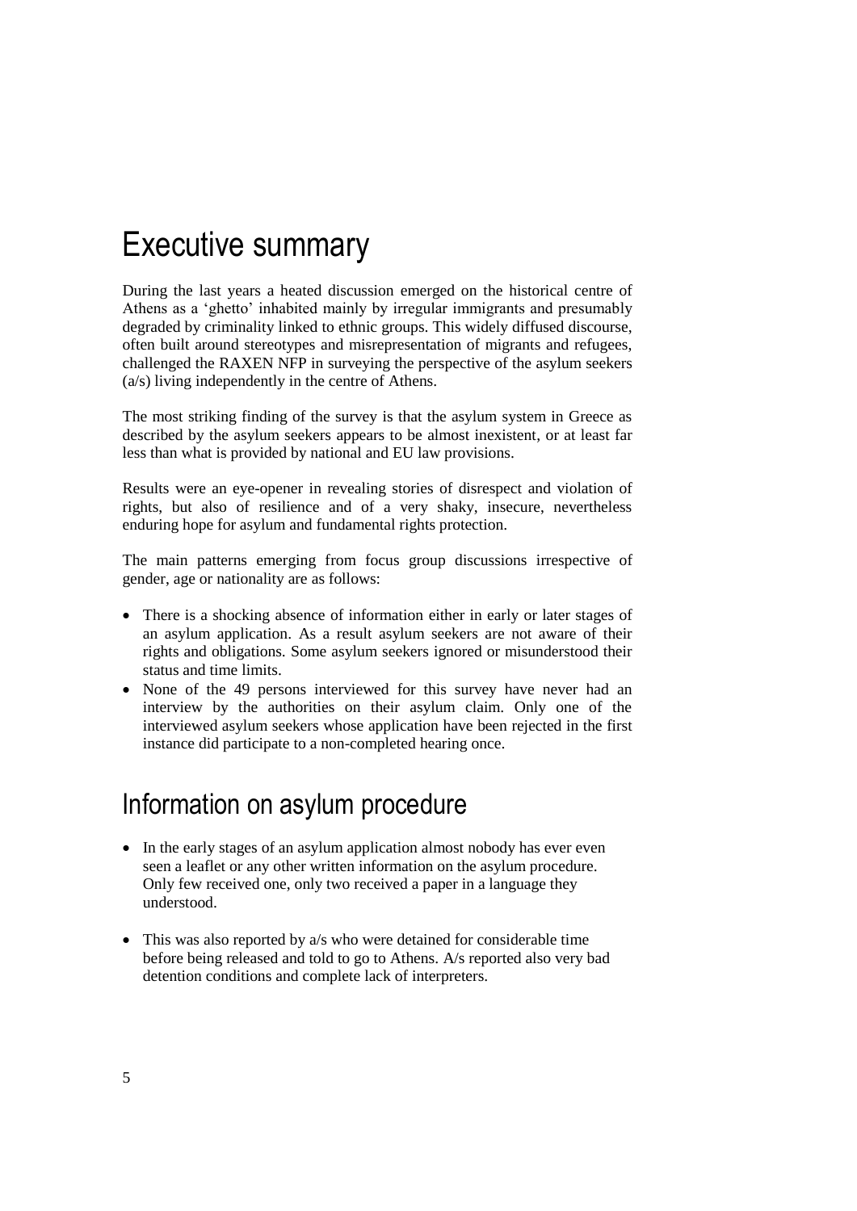# Executive summary

During the last years a heated discussion emerged on the historical centre of Athens as a 'ghetto' inhabited mainly by irregular immigrants and presumably degraded by criminality linked to ethnic groups. This widely diffused discourse, often built around stereotypes and misrepresentation of migrants and refugees, challenged the RAXEN NFP in surveying the perspective of the asylum seekers (a/s) living independently in the centre of Athens.

The most striking finding of the survey is that the asylum system in Greece as described by the asylum seekers appears to be almost inexistent, or at least far less than what is provided by national and EU law provisions.

Results were an eye-opener in revealing stories of disrespect and violation of rights, but also of resilience and of a very shaky, insecure, nevertheless enduring hope for asylum and fundamental rights protection.

The main patterns emerging from focus group discussions irrespective of gender, age or nationality are as follows:

- There is a shocking absence of information either in early or later stages of an asylum application. As a result asylum seekers are not aware of their rights and obligations. Some asylum seekers ignored or misunderstood their status and time limits.
- None of the 49 persons interviewed for this survey have never had an interview by the authorities on their asylum claim. Only one of the interviewed asylum seekers whose application have been rejected in the first instance did participate to a non-completed hearing once.

## Information on asylum procedure

- In the early stages of an asylum application almost nobody has ever even seen a leaflet or any other written information on the asylum procedure. Only few received one, only two received a paper in a language they understood.
- This was also reported by a/s who were detained for considerable time before being released and told to go to Athens. A/s reported also very bad detention conditions and complete lack of interpreters.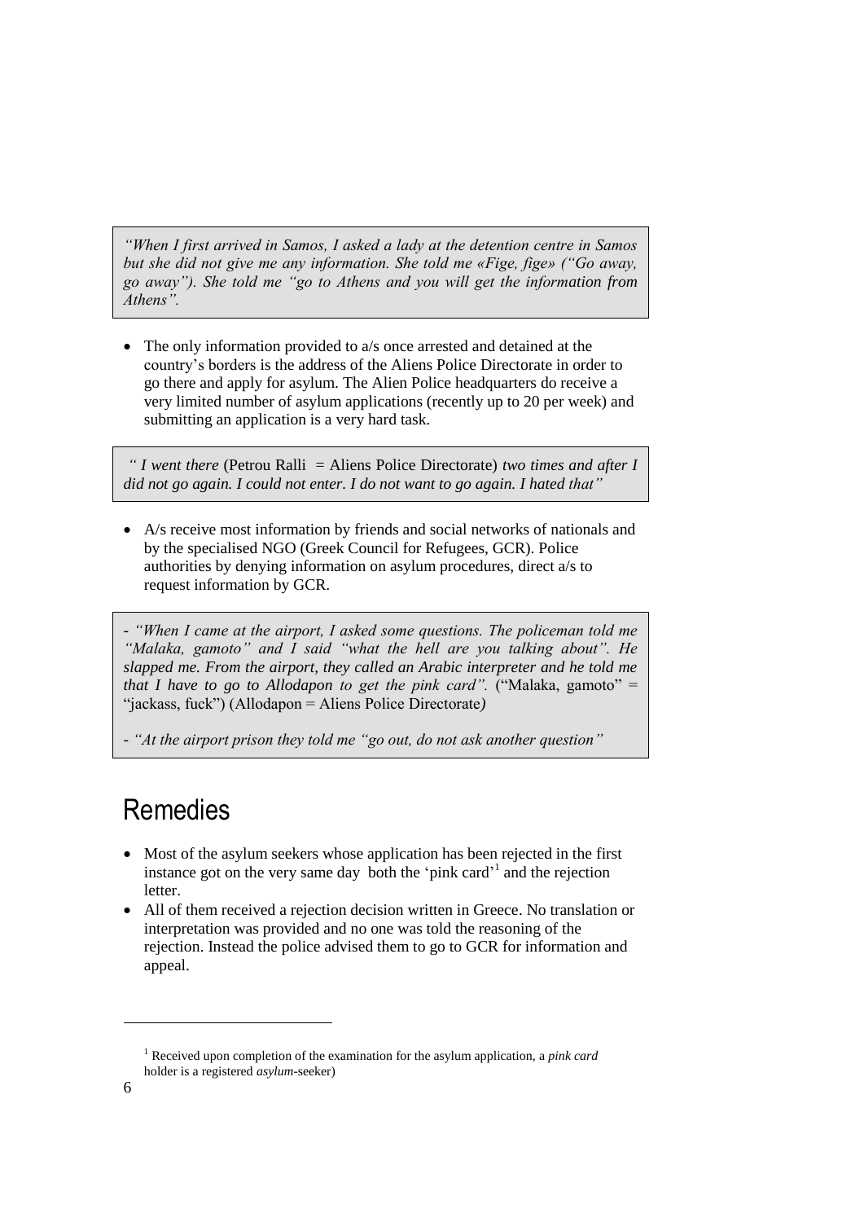> *"When I first arrived in Samos, I asked a lady at the detention centre in Samos but she did not give me any information. She told me «Fige, fige» ("Go away, go away"). She told me "go to Athens and you will get the information from Athens".*

- The only information provided to a/s once arrested and detained at the country's borders is the address of the Aliens Police Directorate in order to go there and apply for asylum. The Alien Police headquarters do receive a very limited number of asylum applications (recently up to 20 per week) and submitting an application is a very hard task.

> *" I went there* (Petrou Ralli = Aliens Police Directorate) *two times and after I did not go again. I could not enter. I do not want to go again. I hated that"*

- A/s receive most information by friends and social networks of nationals and by the specialised NGO (Greek Council for Refugees, GCR). Police authorities by denying information on asylum procedures, direct a/s to request information by GCR.

> - *"When I came at the airport, I asked some questions. The policeman told me "Malaka, gamoto" and I said "what the hell are you talking about". He slapped me. From the airport, they called an Arabic interpreter and he told me that I have to go to Allodapon to get the pink card".* ("Malaka, gamoto" = "jackass, fuck") (Allodapon = Aliens Police Directorate)
>
> - *"At the airport prison they told me "go out, do not ask another question"*

# Remedies

- Most of the asylum seekers whose application has been rejected in the first instance got on the very same day both the 'pink card'[1] and the rejection letter.
- All of them received a rejection decision written in Greece. No translation or interpretation was provided and no one was told the reasoning of the rejection. Instead the police advised them to go to GCR for information and appeal.

---

[1] Received upon completion of the examination for the asylum application, a *pink card* holder is a registered *asylum*-seeker)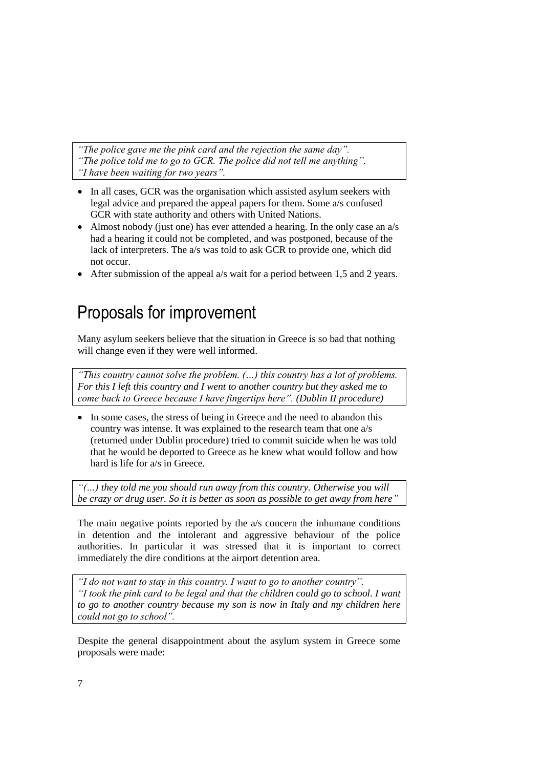*"The police gave me the pink card and the rejection the same day".*
*"The police told me to go to GCR. The police did not tell me anything".*
*"I have been waiting for two years".*

- In all cases, GCR was the organisation which assisted asylum seekers with legal advice and prepared the appeal papers for them. Some a/s confused GCR with state authority and others with United Nations.
- Almost nobody (just one) has ever attended a hearing. In the only case an a/s had a hearing it could not be completed, and was postponed, because of the lack of interpreters. The a/s was told to ask GCR to provide one, which did not occur.
- After submission of the appeal a/s wait for a period between 1,5 and 2 years.

## Proposals for improvement

Many asylum seekers believe that the situation in Greece is so bad that nothing will change even if they were well informed.

*"This country cannot solve the problem. (…) this country has a lot of problems. For this I left this country and I went to another country but they asked me to come back to Greece because I have fingertips here". (Dublin II procedure)*

- In some cases, the stress of being in Greece and the need to abandon this country was intense. It was explained to the research team that one a/s (returned under Dublin procedure) tried to commit suicide when he was told that he would be deported to Greece as he knew what would follow and how hard is life for a/s in Greece.

*"(…) they told me you should run away from this country. Otherwise you will be crazy or drug user. So it is better as soon as possible to get away from here"*

The main negative points reported by the a/s concern the inhumane conditions in detention and the intolerant and aggressive behaviour of the police authorities. In particular it was stressed that it is important to correct immediately the dire conditions at the airport detention area.

*"I do not want to stay in this country. I want to go to another country".*
*"I took the pink card to be legal and that the children could go to school. I want to go to another country because my son is now in Italy and my children here could not go to school".*

Despite the general disappointment about the asylum system in Greece some proposals were made: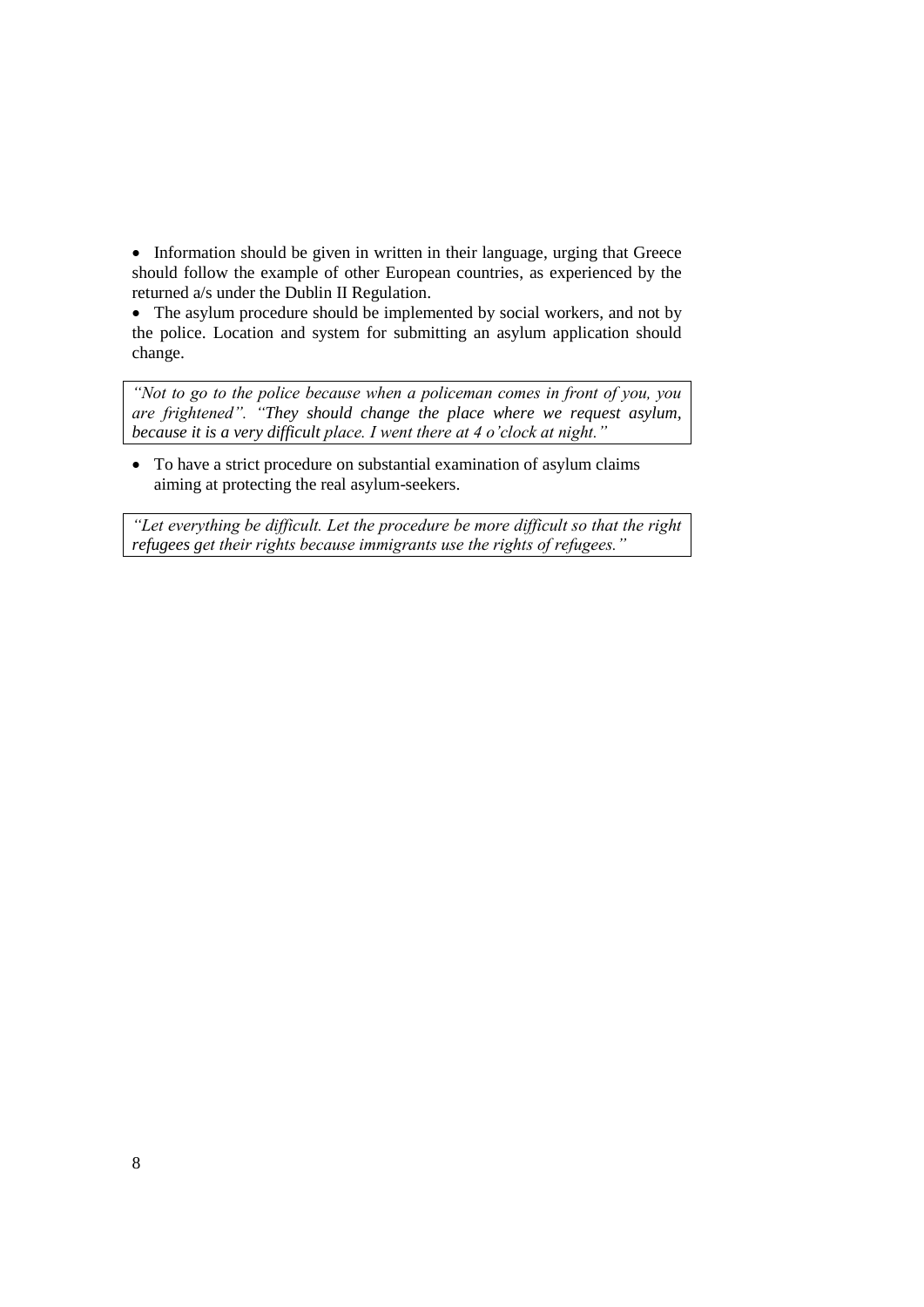- Information should be given in written in their language, urging that Greece should follow the example of other European countries, as experienced by the returned a/s under the Dublin II Regulation.
- The asylum procedure should be implemented by social workers, and not by the police. Location and system for submitting an asylum application should change.

> *"Not to go to the police because when a policeman comes in front of you, you are frightened". "They should change the place where we request asylum, because it is a very difficult place. I went there at 4 o'clock at night."*

- To have a strict procedure on substantial examination of asylum claims aiming at protecting the real asylum-seekers.

> *"Let everything be difficult. Let the procedure be more difficult so that the right refugees get their rights because immigrants use the rights of refugees."*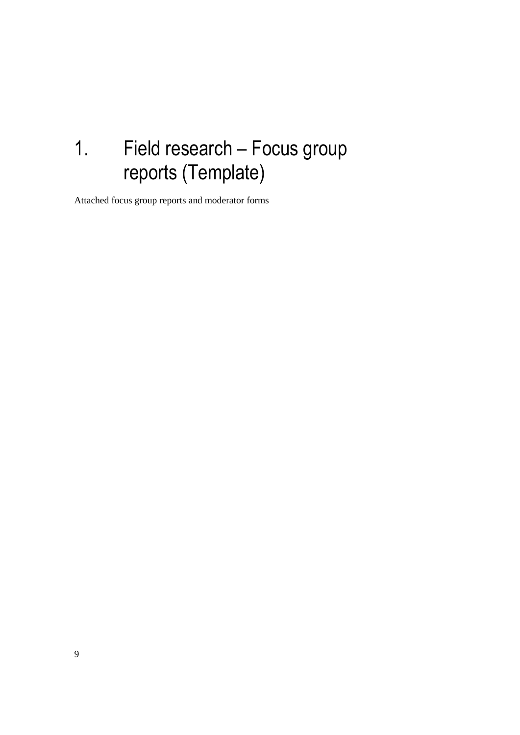# 1. Field research – Focus group reports (Template)

Attached focus group reports and moderator forms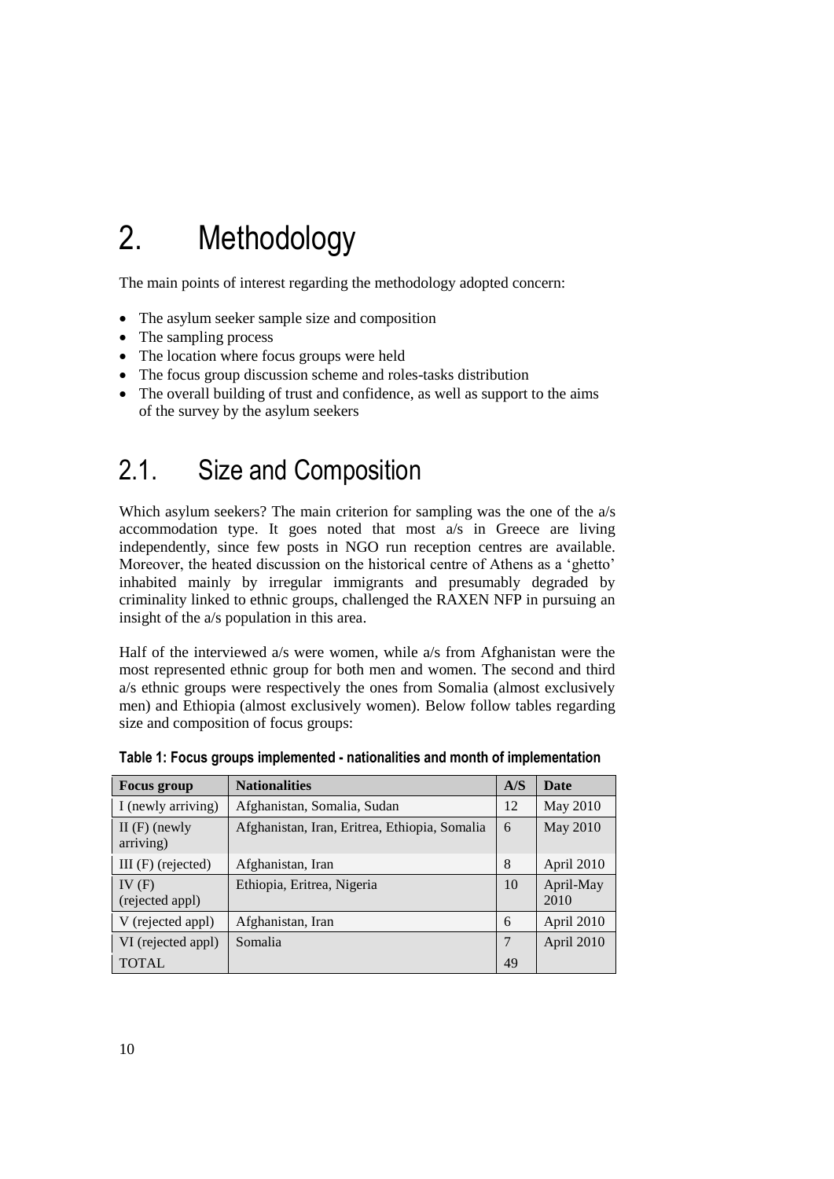# 2. Methodology

The main points of interest regarding the methodology adopted concern:

- The asylum seeker sample size and composition
- The sampling process
- The location where focus groups were held
- The focus group discussion scheme and roles-tasks distribution
- The overall building of trust and confidence, as well as support to the aims of the survey by the asylum seekers

## 2.1. Size and Composition

Which asylum seekers? The main criterion for sampling was the one of the a/s accommodation type. It goes noted that most a/s in Greece are living independently, since few posts in NGO run reception centres are available. Moreover, the heated discussion on the historical centre of Athens as a 'ghetto' inhabited mainly by irregular immigrants and presumably degraded by criminality linked to ethnic groups, challenged the RAXEN NFP in pursuing an insight of the a/s population in this area.

Half of the interviewed a/s were women, while a/s from Afghanistan were the most represented ethnic group for both men and women. The second and third a/s ethnic groups were respectively the ones from Somalia (almost exclusively men) and Ethiopia (almost exclusively women). Below follow tables regarding size and composition of focus groups:

**Table 1: Focus groups implemented - nationalities and month of implementation**

| Focus group | Nationalities | A/S | Date |
|---|---|---|---|
| I (newly arriving) | Afghanistan, Somalia, Sudan | 12 | May 2010 |
| II (F) (newly arriving) | Afghanistan, Iran, Eritrea, Ethiopia, Somalia | 6 | May 2010 |
| III (F) (rejected) | Afghanistan, Iran | 8 | April 2010 |
| IV (F) (rejected appl) | Ethiopia, Eritrea, Nigeria | 10 | April-May 2010 |
| V (rejected appl) | Afghanistan, Iran | 6 | April 2010 |
| VI (rejected appl) | Somalia | 7 | April 2010 |
| TOTAL | | 49 | |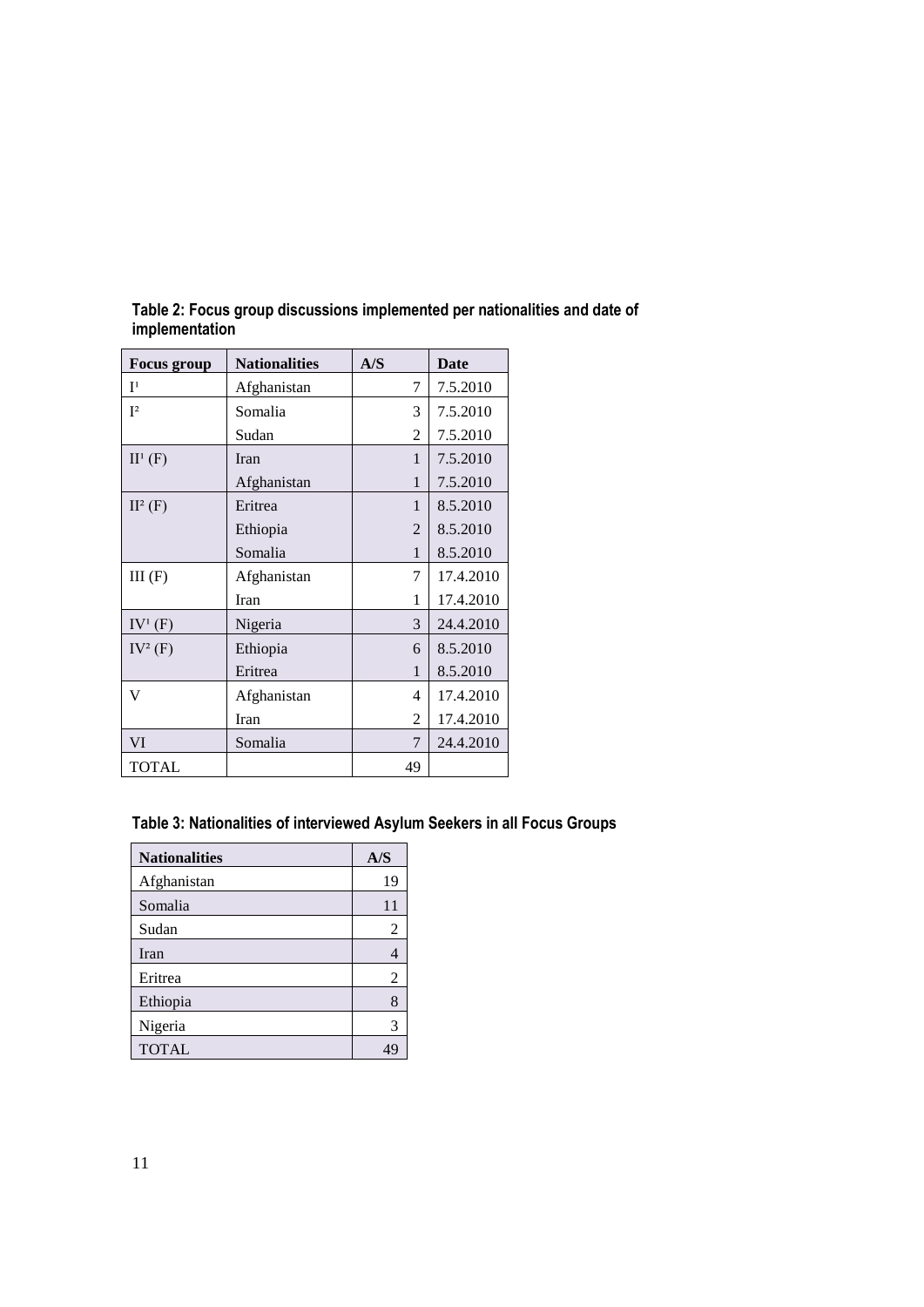**Table 2: Focus group discussions implemented per nationalities and date of implementation**

| Focus group | Nationalities | A/S | Date |
|---|---|---|---|
| I[1] | Afghanistan | 7 | 7.5.2010 |
| I[2] | Somalia | 3 | 7.5.2010 |
| | Sudan | 2 | 7.5.2010 |
| II[1] (F) | Iran | 1 | 7.5.2010 |
| | Afghanistan | 1 | 7.5.2010 |
| II[2] (F) | Eritrea | 1 | 8.5.2010 |
| | Ethiopia | 2 | 8.5.2010 |
| | Somalia | 1 | 8.5.2010 |
| III (F) | Afghanistan | 7 | 17.4.2010 |
| | Iran | 1 | 17.4.2010 |
| IV[1] (F) | Nigeria | 3 | 24.4.2010 |
| IV[2] (F) | Ethiopia | 6 | 8.5.2010 |
| | Eritrea | 1 | 8.5.2010 |
| V | Afghanistan | 4 | 17.4.2010 |
| | Iran | 2 | 17.4.2010 |
| VI | Somalia | 7 | 24.4.2010 |
| TOTAL | | 49 | |

**Table 3: Nationalities of interviewed Asylum Seekers in all Focus Groups**

| Nationalities | A/S |
|---|---|
| Afghanistan | 19 |
| Somalia | 11 |
| Sudan | 2 |
| Iran | 4 |
| Eritrea | 2 |
| Ethiopia | 8 |
| Nigeria | 3 |
| TOTAL | 49 |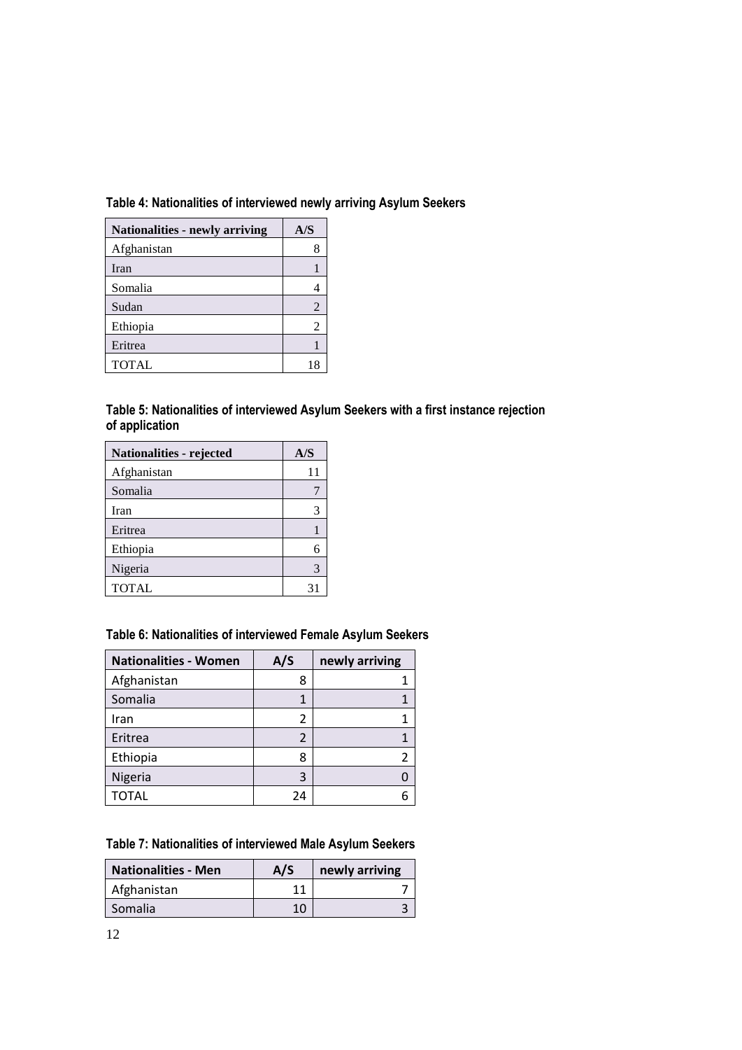**Table 4: Nationalities of interviewed newly arriving Asylum Seekers**

| Nationalities - newly arriving | A/S |
|---|---|
| Afghanistan | 8 |
| Iran | 1 |
| Somalia | 4 |
| Sudan | 2 |
| Ethiopia | 2 |
| Eritrea | 1 |
| TOTAL | 18 |

**Table 5: Nationalities of interviewed Asylum Seekers with a first instance rejection of application**

| Nationalities - rejected | A/S |
|---|---|
| Afghanistan | 11 |
| Somalia | 7 |
| Iran | 3 |
| Eritrea | 1 |
| Ethiopia | 6 |
| Nigeria | 3 |
| TOTAL | 31 |

**Table 6: Nationalities of interviewed Female Asylum Seekers**

| Nationalities - Women | A/S | newly arriving |
|---|---|---|
| Afghanistan | 8 | 1 |
| Somalia | 1 | 1 |
| Iran | 2 | 1 |
| Eritrea | 2 | 1 |
| Ethiopia | 8 | 2 |
| Nigeria | 3 | 0 |
| TOTAL | 24 | 6 |

**Table 7: Nationalities of interviewed Male Asylum Seekers**

| Nationalities - Men | A/S | newly arriving |
|---|---|---|
| Afghanistan | 11 | 7 |
| Somalia | 10 | 3 |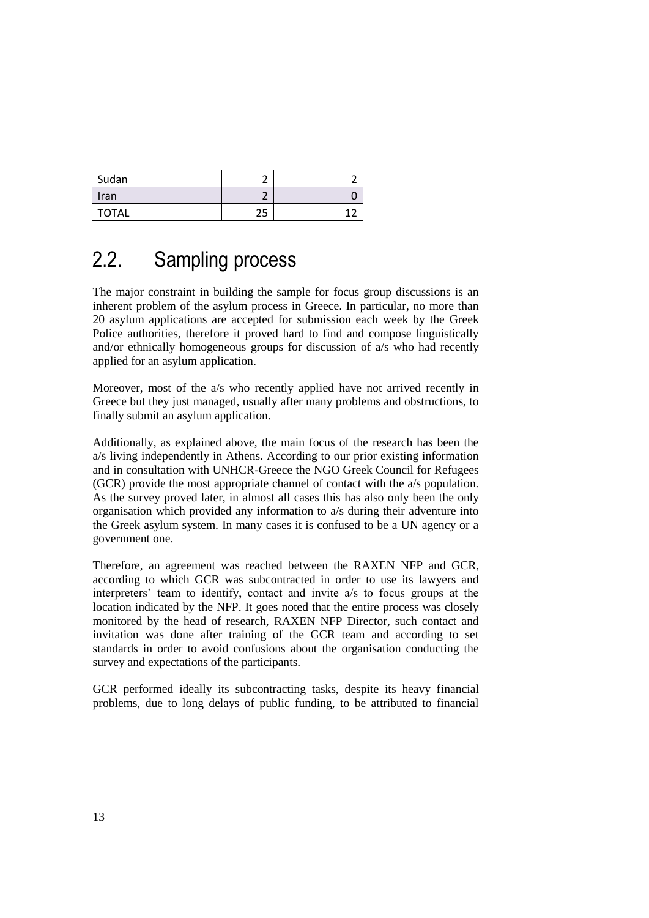| Sudan | 2 | 2 |
|---|---|---|
| Iran | 2 | 0 |
| TOTAL | 25 | 12 |

## 2.2. Sampling process

The major constraint in building the sample for focus group discussions is an inherent problem of the asylum process in Greece. In particular, no more than 20 asylum applications are accepted for submission each week by the Greek Police authorities, therefore it proved hard to find and compose linguistically and/or ethnically homogeneous groups for discussion of a/s who had recently applied for an asylum application.

Moreover, most of the a/s who recently applied have not arrived recently in Greece but they just managed, usually after many problems and obstructions, to finally submit an asylum application.

Additionally, as explained above, the main focus of the research has been the a/s living independently in Athens. According to our prior existing information and in consultation with UNHCR-Greece the NGO Greek Council for Refugees (GCR) provide the most appropriate channel of contact with the a/s population. As the survey proved later, in almost all cases this has also only been the only organisation which provided any information to a/s during their adventure into the Greek asylum system. In many cases it is confused to be a UN agency or a government one.

Therefore, an agreement was reached between the RAXEN NFP and GCR, according to which GCR was subcontracted in order to use its lawyers and interpreters' team to identify, contact and invite a/s to focus groups at the location indicated by the NFP. It goes noted that the entire process was closely monitored by the head of research, RAXEN NFP Director, such contact and invitation was done after training of the GCR team and according to set standards in order to avoid confusions about the organisation conducting the survey and expectations of the participants.

GCR performed ideally its subcontracting tasks, despite its heavy financial problems, due to long delays of public funding, to be attributed to financial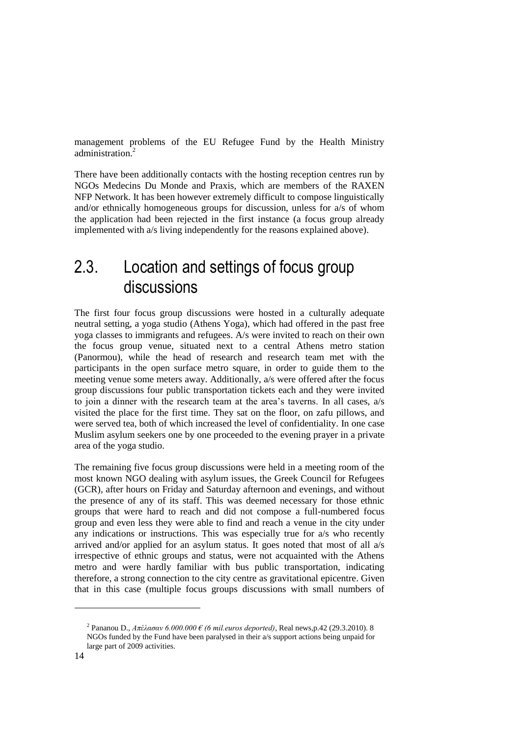management problems of the EU Refugee Fund by the Health Ministry administration.[2]

There have been additionally contacts with the hosting reception centres run by NGOs Medecins Du Monde and Praxis, which are members of the RAXEN NFP Network. It has been however extremely difficult to compose linguistically and/or ethnically homogeneous groups for discussion, unless for a/s of whom the application had been rejected in the first instance (a focus group already implemented with a/s living independently for the reasons explained above).

## 2.3. Location and settings of focus group discussions

The first four focus group discussions were hosted in a culturally adequate neutral setting, a yoga studio (Athens Yoga), which had offered in the past free yoga classes to immigrants and refugees. A/s were invited to reach on their own the focus group venue, situated next to a central Athens metro station (Panormou), while the head of research and research team met with the participants in the open surface metro square, in order to guide them to the meeting venue some meters away. Additionally, a/s were offered after the focus group discussions four public transportation tickets each and they were invited to join a dinner with the research team at the area's taverns. In all cases, a/s visited the place for the first time. They sat on the floor, on zafu pillows, and were served tea, both of which increased the level of confidentiality. In one case Muslim asylum seekers one by one proceeded to the evening prayer in a private area of the yoga studio.

The remaining five focus group discussions were held in a meeting room of the most known NGO dealing with asylum issues, the Greek Council for Refugees (GCR), after hours on Friday and Saturday afternoon and evenings, and without the presence of any of its staff. This was deemed necessary for those ethnic groups that were hard to reach and did not compose a full-numbered focus group and even less they were able to find and reach a venue in the city under any indications or instructions. This was especially true for a/s who recently arrived and/or applied for an asylum status. It goes noted that most of all a/s irrespective of ethnic groups and status, were not acquainted with the Athens metro and were hardly familiar with bus public transportation, indicating therefore, a strong connection to the city centre as gravitational epicentre. Given that in this case (multiple focus groups discussions with small numbers of

---

[2] Pananou D., *Απέλασαν 6.000.000 € (6 mil.euros deported)*, Real news,p.42 (29.3.2010). 8 NGOs funded by the Fund have been paralysed in their a/s support actions being unpaid for large part of 2009 activities.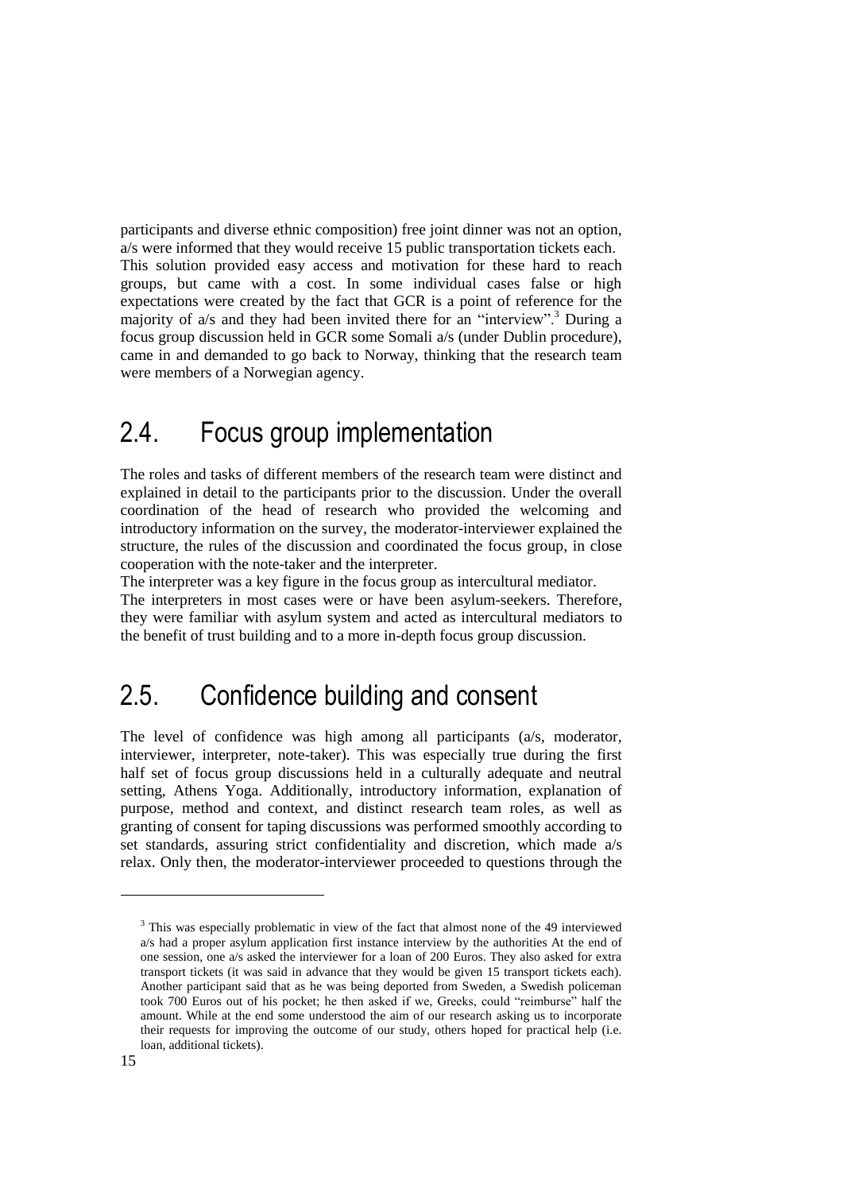participants and diverse ethnic composition) free joint dinner was not an option, a/s were informed that they would receive 15 public transportation tickets each. This solution provided easy access and motivation for these hard to reach groups, but came with a cost. In some individual cases false or high expectations were created by the fact that GCR is a point of reference for the majority of a/s and they had been invited there for an "interview".[3] During a focus group discussion held in GCR some Somali a/s (under Dublin procedure), came in and demanded to go back to Norway, thinking that the research team were members of a Norwegian agency.

## 2.4. Focus group implementation

The roles and tasks of different members of the research team were distinct and explained in detail to the participants prior to the discussion. Under the overall coordination of the head of research who provided the welcoming and introductory information on the survey, the moderator-interviewer explained the structure, the rules of the discussion and coordinated the focus group, in close cooperation with the note-taker and the interpreter.

The interpreter was a key figure in the focus group as intercultural mediator.

The interpreters in most cases were or have been asylum-seekers. Therefore, they were familiar with asylum system and acted as intercultural mediators to the benefit of trust building and to a more in-depth focus group discussion.

## 2.5. Confidence building and consent

The level of confidence was high among all participants (a/s, moderator, interviewer, interpreter, note-taker). This was especially true during the first half set of focus group discussions held in a culturally adequate and neutral setting, Athens Yoga. Additionally, introductory information, explanation of purpose, method and context, and distinct research team roles, as well as granting of consent for taping discussions was performed smoothly according to set standards, assuring strict confidentiality and discretion, which made a/s relax. Only then, the moderator-interviewer proceeded to questions through the

---

[3] This was especially problematic in view of the fact that almost none of the 49 interviewed a/s had a proper asylum application first instance interview by the authorities At the end of one session, one a/s asked the interviewer for a loan of 200 Euros. They also asked for extra transport tickets (it was said in advance that they would be given 15 transport tickets each). Another participant said that as he was being deported from Sweden, a Swedish policeman took 700 Euros out of his pocket; he then asked if we, Greeks, could "reimburse" half the amount. While at the end some understood the aim of our research asking us to incorporate their requests for improving the outcome of our study, others hoped for practical help (i.e. loan, additional tickets).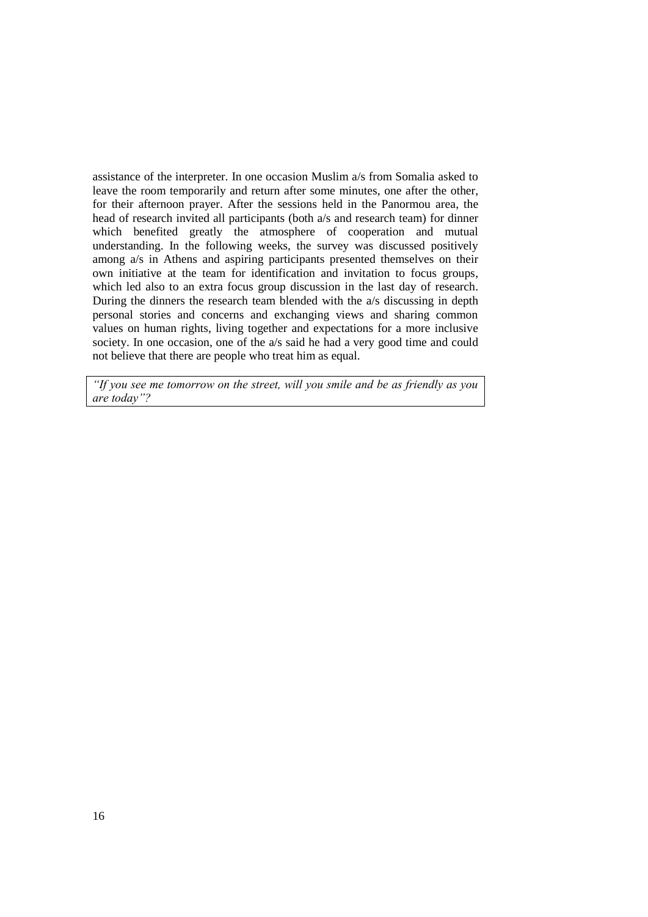assistance of the interpreter. In one occasion Muslim a/s from Somalia asked to leave the room temporarily and return after some minutes, one after the other, for their afternoon prayer. After the sessions held in the Panormou area, the head of research invited all participants (both a/s and research team) for dinner which benefited greatly the atmosphere of cooperation and mutual understanding. In the following weeks, the survey was discussed positively among a/s in Athens and aspiring participants presented themselves on their own initiative at the team for identification and invitation to focus groups, which led also to an extra focus group discussion in the last day of research. During the dinners the research team blended with the a/s discussing in depth personal stories and concerns and exchanging views and sharing common values on human rights, living together and expectations for a more inclusive society. In one occasion, one of the a/s said he had a very good time and could not believe that there are people who treat him as equal.

> *"If you see me tomorrow on the street, will you smile and be as friendly as you are today"?*